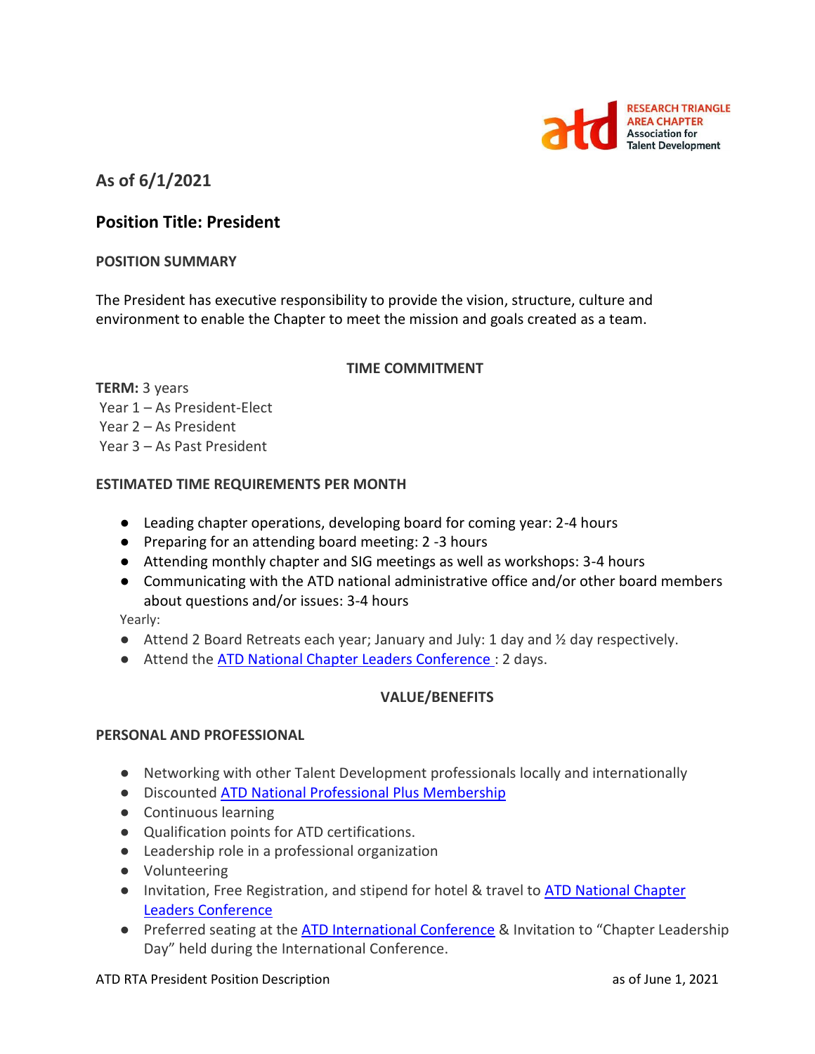RESEARCH TRIANGLE AREA CHAPTER
Association for Talent Development

## As of 6/1/2021

## Position Title: President

### POSITION SUMMARY

The President has executive responsibility to provide the vision, structure, culture and environment to enable the Chapter to meet the mission and goals created as a team.

### TIME COMMITMENT

**TERM:** 3 years
Year 1 – As President-Elect
Year 2 – As President
Year 3 – As Past President

### ESTIMATED TIME REQUIREMENTS PER MONTH

- Leading chapter operations, developing board for coming year: 2-4 hours
- Preparing for an attending board meeting: 2 -3 hours
- Attending monthly chapter and SIG meetings as well as workshops: 3-4 hours
- Communicating with the ATD national administrative office and/or other board members about questions and/or issues: 3-4 hours

Yearly:

- Attend 2 Board Retreats each year; January and July: 1 day and ½ day respectively.
- Attend the ATD National Chapter Leaders Conference : 2 days.

### VALUE/BENEFITS

### PERSONAL AND PROFESSIONAL

- Networking with other Talent Development professionals locally and internationally
- Discounted ATD National Professional Plus Membership
- Continuous learning
- Qualification points for ATD certifications.
- Leadership role in a professional organization
- Volunteering
- Invitation, Free Registration, and stipend for hotel & travel to ATD National Chapter Leaders Conference
- Preferred seating at the ATD International Conference & Invitation to "Chapter Leadership Day" held during the International Conference.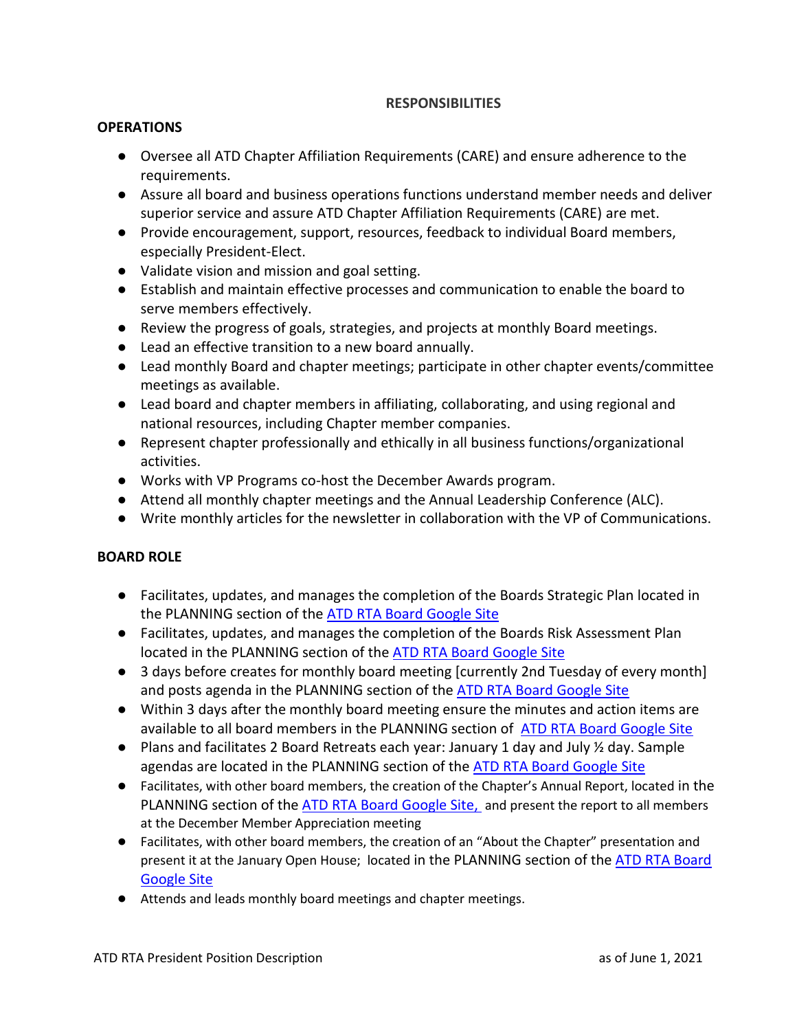**RESPONSIBILITIES**

**OPERATIONS**

- Oversee all ATD Chapter Affiliation Requirements (CARE) and ensure adherence to the requirements.
- Assure all board and business operations functions understand member needs and deliver superior service and assure ATD Chapter Affiliation Requirements (CARE) are met.
- Provide encouragement, support, resources, feedback to individual Board members, especially President-Elect.
- Validate vision and mission and goal setting.
- Establish and maintain effective processes and communication to enable the board to serve members effectively.
- Review the progress of goals, strategies, and projects at monthly Board meetings.
- Lead an effective transition to a new board annually.
- Lead monthly Board and chapter meetings; participate in other chapter events/committee meetings as available.
- Lead board and chapter members in affiliating, collaborating, and using regional and national resources, including Chapter member companies.
- Represent chapter professionally and ethically in all business functions/organizational activities.
- Works with VP Programs co-host the December Awards program.
- Attend all monthly chapter meetings and the Annual Leadership Conference (ALC).
- Write monthly articles for the newsletter in collaboration with the VP of Communications.

**BOARD ROLE**

- Facilitates, updates, and manages the completion of the Boards Strategic Plan located in the PLANNING section of the ATD RTA Board Google Site
- Facilitates, updates, and manages the completion of the Boards Risk Assessment Plan located in the PLANNING section of the ATD RTA Board Google Site
- 3 days before creates for monthly board meeting [currently 2nd Tuesday of every month] and posts agenda in the PLANNING section of the ATD RTA Board Google Site
- Within 3 days after the monthly board meeting ensure the minutes and action items are available to all board members in the PLANNING section of ATD RTA Board Google Site
- Plans and facilitates 2 Board Retreats each year: January 1 day and July ½ day. Sample agendas are located in the PLANNING section of the ATD RTA Board Google Site
- Facilitates, with other board members, the creation of the Chapter's Annual Report, located in the PLANNING section of the ATD RTA Board Google Site, and present the report to all members at the December Member Appreciation meeting
- Facilitates, with other board members, the creation of an "About the Chapter" presentation and present it at the January Open House; located in the PLANNING section of the ATD RTA Board Google Site
- Attends and leads monthly board meetings and chapter meetings.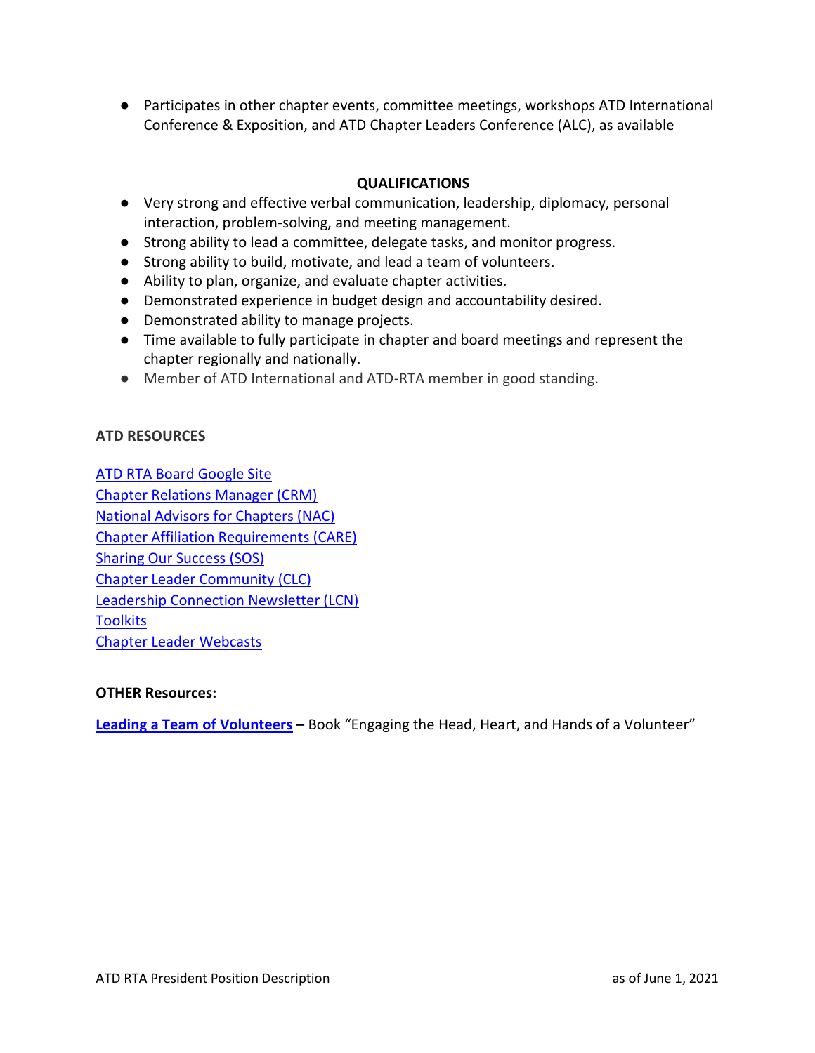- Participates in other chapter events, committee meetings, workshops ATD International Conference & Exposition, and ATD Chapter Leaders Conference (ALC), as available

## QUALIFICATIONS

- Very strong and effective verbal communication, leadership, diplomacy, personal interaction, problem-solving, and meeting management.
- Strong ability to lead a committee, delegate tasks, and monitor progress.
- Strong ability to build, motivate, and lead a team of volunteers.
- Ability to plan, organize, and evaluate chapter activities.
- Demonstrated experience in budget design and accountability desired.
- Demonstrated ability to manage projects.
- Time available to fully participate in chapter and board meetings and represent the chapter regionally and nationally.
- Member of ATD International and ATD-RTA member in good standing.

**ATD RESOURCES**

ATD RTA Board Google Site
Chapter Relations Manager (CRM)
National Advisors for Chapters (NAC)
Chapter Affiliation Requirements (CARE)
Sharing Our Success (SOS)
Chapter Leader Community (CLC)
Leadership Connection Newsletter (LCN)
Toolkits
Chapter Leader Webcasts

**OTHER Resources:**

**Leading a Team of Volunteers –** Book "Engaging the Head, Heart, and Hands of a Volunteer"